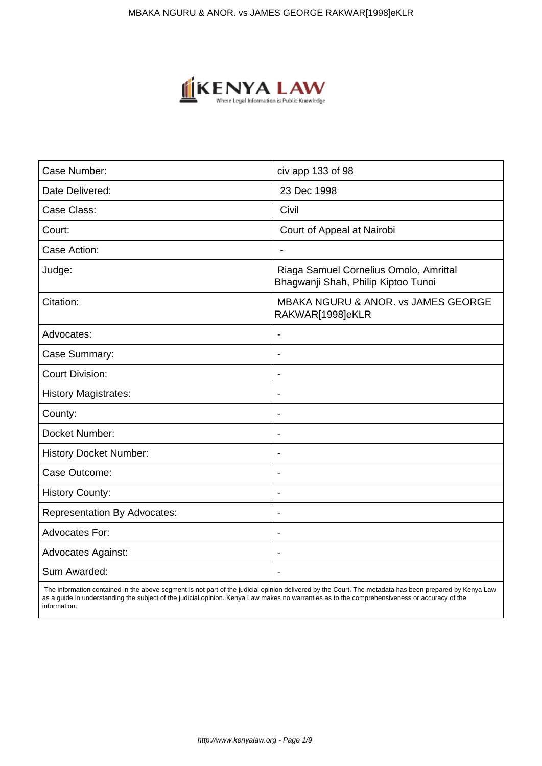| Case Number: | civ app 133 of 98 |
|---|---|
| Date Delivered: | 23 Dec 1998 |
| Case Class: | Civil |
| Court: | Court of Appeal at Nairobi |
| Case Action: | - |
| Judge: | Riaga Samuel Cornelius Omolo, Amrittal Bhagwanji Shah, Philip Kiptoo Tunoi |
| Citation: | MBAKA NGURU & ANOR. vs JAMES GEORGE RAKWAR[1998]eKLR |
| Advocates: | - |
| Case Summary: | - |
| Court Division: | - |
| History Magistrates: | - |
| County: | - |
| Docket Number: | - |
| History Docket Number: | - |
| Case Outcome: | - |
| History County: | - |
| Representation By Advocates: | - |
| Advocates For: | - |
| Advocates Against: | - |
| Sum Awarded: | - |

The information contained in the above segment is not part of the judicial opinion delivered by the Court. The metadata has been prepared by Kenya Law as a guide in understanding the subject of the judicial opinion. Kenya Law makes no warranties as to the comprehensiveness or accuracy of the information.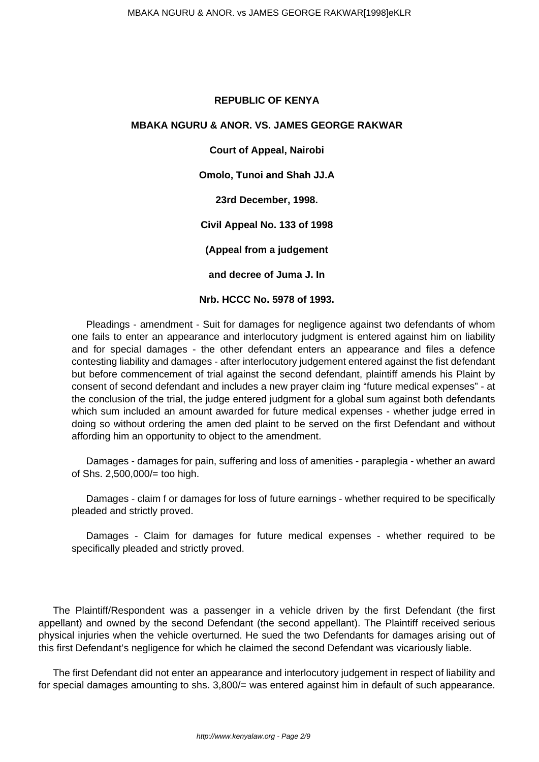**REPUBLIC OF KENYA**

**MBAKA NGURU & ANOR. VS. JAMES GEORGE RAKWAR**

**Court of Appeal, Nairobi**

**Omolo, Tunoi and Shah JJ.A**

**23rd December, 1998.**

**Civil Appeal No. 133 of 1998**

**(Appeal from a judgement**

**and decree of Juma J. In**

**Nrb. HCCC No. 5978 of 1993.**

Pleadings - amendment - Suit for damages for negligence against two defendants of whom one fails to enter an appearance and interlocutory judgment is entered against him on liability and for special damages - the other defendant enters an appearance and files a defence contesting liability and damages - after interlocutory judgement entered against the fist defendant but before commencement of trial against the second defendant, plaintiff amends his Plaint by consent of second defendant and includes a new prayer claim ing "future medical expenses" - at the conclusion of the trial, the judge entered judgment for a global sum against both defendants which sum included an amount awarded for future medical expenses - whether judge erred in doing so without ordering the amen ded plaint to be served on the first Defendant and without affording him an opportunity to object to the amendment.

Damages - damages for pain, suffering and loss of amenities - paraplegia - whether an award of Shs. 2,500,000/= too high.

Damages - claim f or damages for loss of future earnings - whether required to be specifically pleaded and strictly proved.

Damages - Claim for damages for future medical expenses - whether required to be specifically pleaded and strictly proved.

The Plaintiff/Respondent was a passenger in a vehicle driven by the first Defendant (the first appellant) and owned by the second Defendant (the second appellant). The Plaintiff received serious physical injuries when the vehicle overturned. He sued the two Defendants for damages arising out of this first Defendant's negligence for which he claimed the second Defendant was vicariously liable.

The first Defendant did not enter an appearance and interlocutory judgement in respect of liability and for special damages amounting to shs. 3,800/= was entered against him in default of such appearance.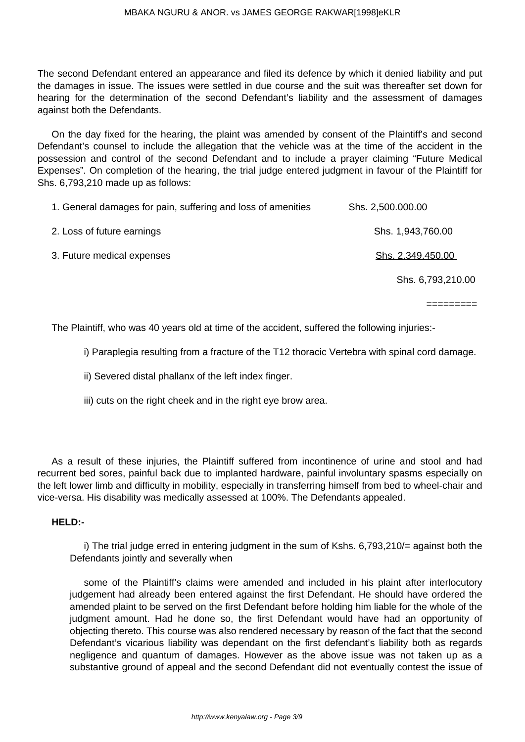The second Defendant entered an appearance and filed its defence by which it denied liability and put the damages in issue. The issues were settled in due course and the suit was thereafter set down for hearing for the determination of the second Defendant's liability and the assessment of damages against both the Defendants.

On the day fixed for the hearing, the plaint was amended by consent of the Plaintiff's and second Defendant's counsel to include the allegation that the vehicle was at the time of the accident in the possession and control of the second Defendant and to include a prayer claiming "Future Medical Expenses". On completion of the hearing, the trial judge entered judgment in favour of the Plaintiff for Shs. 6,793,210 made up as follows:

| | |
|---|---|
| 1. General damages for pain, suffering and loss of amenities | Shs. 2,500.000.00 |
| 2. Loss of future earnings | Shs. 1,943,760.00 |
| 3. Future medical expenses | Shs. 2,349,450.00 |
| | Shs. 6,793,210.00 |
| | ========= |

The Plaintiff, who was 40 years old at time of the accident, suffered the following injuries:-

i) Paraplegia resulting from a fracture of the T12 thoracic Vertebra with spinal cord damage.

ii) Severed distal phallanx of the left index finger.

iii) cuts on the right cheek and in the right eye brow area.

As a result of these injuries, the Plaintiff suffered from incontinence of urine and stool and had recurrent bed sores, painful back due to implanted hardware, painful involuntary spasms especially on the left lower limb and difficulty in mobility, especially in transferring himself from bed to wheel-chair and vice-versa. His disability was medically assessed at 100%. The Defendants appealed.

**HELD:-**

i) The trial judge erred in entering judgment in the sum of Kshs. 6,793,210/= against both the Defendants jointly and severally when

some of the Plaintiff's claims were amended and included in his plaint after interlocutory judgement had already been entered against the first Defendant. He should have ordered the amended plaint to be served on the first Defendant before holding him liable for the whole of the judgment amount. Had he done so, the first Defendant would have had an opportunity of objecting thereto. This course was also rendered necessary by reason of the fact that the second Defendant's vicarious liability was dependant on the first defendant's liability both as regards negligence and quantum of damages. However as the above issue was not taken up as a substantive ground of appeal and the second Defendant did not eventually contest the issue of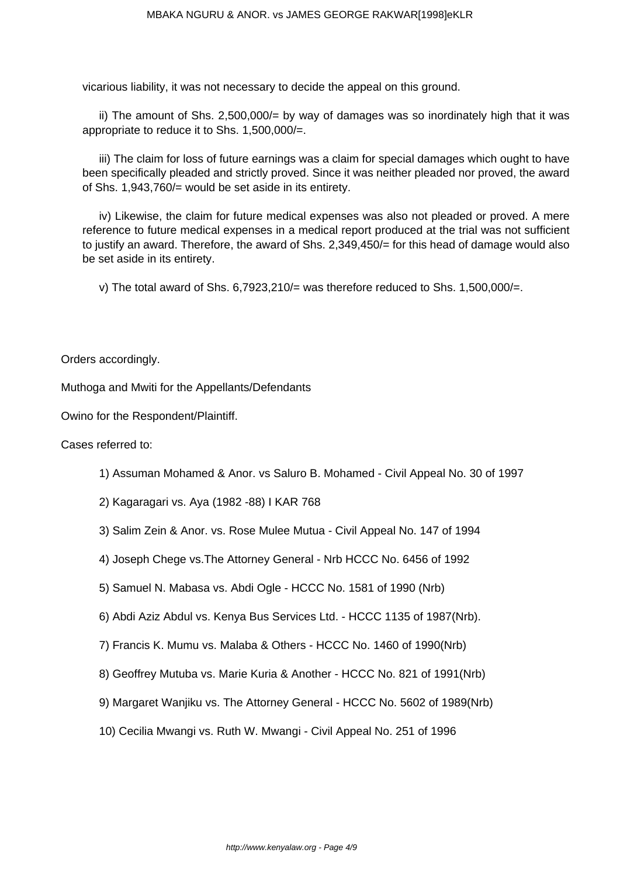vicarious liability, it was not necessary to decide the appeal on this ground.

ii) The amount of Shs. 2,500,000/= by way of damages was so inordinately high that it was appropriate to reduce it to Shs. 1,500,000/=.

iii) The claim for loss of future earnings was a claim for special damages which ought to have been specifically pleaded and strictly proved. Since it was neither pleaded nor proved, the award of Shs. 1,943,760/= would be set aside in its entirety.

iv) Likewise, the claim for future medical expenses was also not pleaded or proved. A mere reference to future medical expenses in a medical report produced at the trial was not sufficient to justify an award. Therefore, the award of Shs. 2,349,450/= for this head of damage would also be set aside in its entirety.

v) The total award of Shs. 6,7923,210/= was therefore reduced to Shs. 1,500,000/=.

Orders accordingly.

Muthoga and Mwiti for the Appellants/Defendants

Owino for the Respondent/Plaintiff.

Cases referred to:

1) Assuman Mohamed & Anor. vs Saluro B. Mohamed - Civil Appeal No. 30 of 1997

2) Kagaragari vs. Aya (1982 -88) I KAR 768

3) Salim Zein & Anor. vs. Rose Mulee Mutua - Civil Appeal No. 147 of 1994

4) Joseph Chege vs.The Attorney General - Nrb HCCC No. 6456 of 1992

5) Samuel N. Mabasa vs. Abdi Ogle - HCCC No. 1581 of 1990 (Nrb)

6) Abdi Aziz Abdul vs. Kenya Bus Services Ltd. - HCCC 1135 of 1987(Nrb).

7) Francis K. Mumu vs. Malaba & Others - HCCC No. 1460 of 1990(Nrb)

8) Geoffrey Mutuba vs. Marie Kuria & Another - HCCC No. 821 of 1991(Nrb)

9) Margaret Wanjiku vs. The Attorney General - HCCC No. 5602 of 1989(Nrb)

10) Cecilia Mwangi vs. Ruth W. Mwangi - Civil Appeal No. 251 of 1996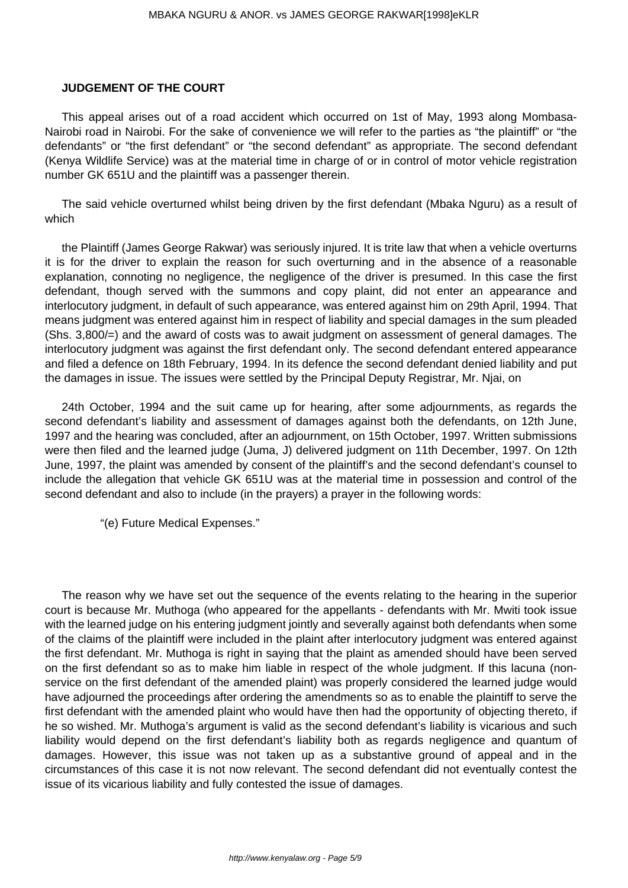**JUDGEMENT OF THE COURT**

This appeal arises out of a road accident which occurred on 1st of May, 1993 along Mombasa-Nairobi road in Nairobi. For the sake of convenience we will refer to the parties as "the plaintiff" or "the defendants" or "the first defendant" or "the second defendant" as appropriate. The second defendant (Kenya Wildlife Service) was at the material time in charge of or in control of motor vehicle registration number GK 651U and the plaintiff was a passenger therein.

The said vehicle overturned whilst being driven by the first defendant (Mbaka Nguru) as a result of which

the Plaintiff (James George Rakwar) was seriously injured. It is trite law that when a vehicle overturns it is for the driver to explain the reason for such overturning and in the absence of a reasonable explanation, connoting no negligence, the negligence of the driver is presumed. In this case the first defendant, though served with the summons and copy plaint, did not enter an appearance and interlocutory judgment, in default of such appearance, was entered against him on 29th April, 1994. That means judgment was entered against him in respect of liability and special damages in the sum pleaded (Shs. 3,800/=) and the award of costs was to await judgment on assessment of general damages. The interlocutory judgment was against the first defendant only. The second defendant entered appearance and filed a defence on 18th February, 1994. In its defence the second defendant denied liability and put the damages in issue. The issues were settled by the Principal Deputy Registrar, Mr. Njai, on

24th October, 1994 and the suit came up for hearing, after some adjournments, as regards the second defendant's liability and assessment of damages against both the defendants, on 12th June, 1997 and the hearing was concluded, after an adjournment, on 15th October, 1997. Written submissions were then filed and the learned judge (Juma, J) delivered judgment on 11th December, 1997. On 12th June, 1997, the plaint was amended by consent of the plaintiff's and the second defendant's counsel to include the allegation that vehicle GK 651U was at the material time in possession and control of the second defendant and also to include (in the prayers) a prayer in the following words:

"(e) Future Medical Expenses."

The reason why we have set out the sequence of the events relating to the hearing in the superior court is because Mr. Muthoga (who appeared for the appellants - defendants with Mr. Mwiti took issue with the learned judge on his entering judgment jointly and severally against both defendants when some of the claims of the plaintiff were included in the plaint after interlocutory judgment was entered against the first defendant. Mr. Muthoga is right in saying that the plaint as amended should have been served on the first defendant so as to make him liable in respect of the whole judgment. If this lacuna (non-service on the first defendant of the amended plaint) was properly considered the learned judge would have adjourned the proceedings after ordering the amendments so as to enable the plaintiff to serve the first defendant with the amended plaint who would have then had the opportunity of objecting thereto, if he so wished. Mr. Muthoga's argument is valid as the second defendant's liability is vicarious and such liability would depend on the first defendant's liability both as regards negligence and quantum of damages. However, this issue was not taken up as a substantive ground of appeal and in the circumstances of this case it is not now relevant. The second defendant did not eventually contest the issue of its vicarious liability and fully contested the issue of damages.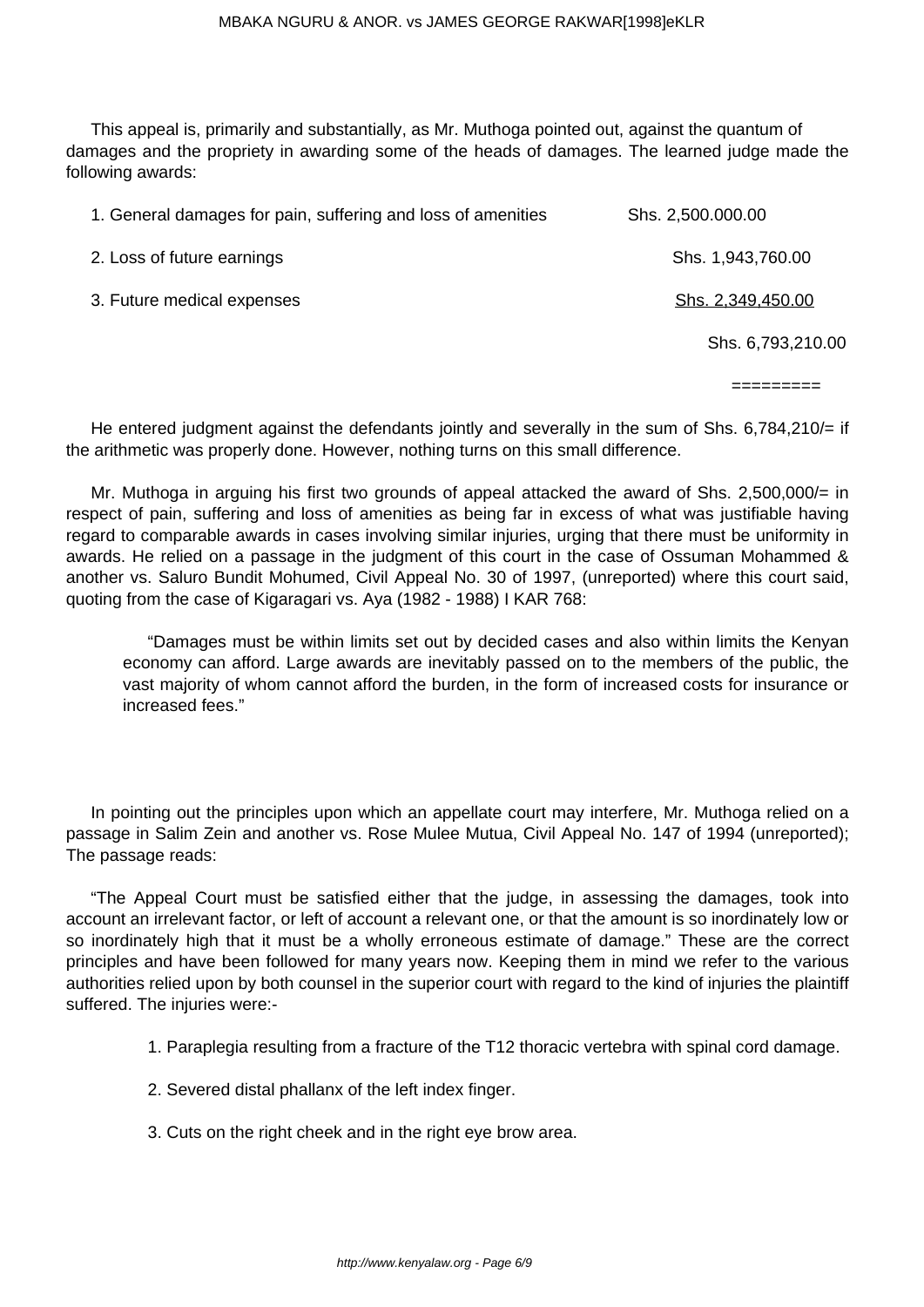This appeal is, primarily and substantially, as Mr. Muthoga pointed out, against the quantum of damages and the propriety in awarding some of the heads of damages. The learned judge made the following awards:

| | |
|---|---|
| 1. General damages for pain, suffering and loss of amenities | Shs. 2,500.000.00 |
| 2. Loss of future earnings | Shs. 1,943,760.00 |
| 3. Future medical expenses | Shs. 2,349,450.00 |
| | Shs. 6,793,210.00 |
| | ========= |

He entered judgment against the defendants jointly and severally in the sum of Shs. 6,784,210/= if the arithmetic was properly done. However, nothing turns on this small difference.

Mr. Muthoga in arguing his first two grounds of appeal attacked the award of Shs. 2,500,000/= in respect of pain, suffering and loss of amenities as being far in excess of what was justifiable having regard to comparable awards in cases involving similar injuries, urging that there must be uniformity in awards. He relied on a passage in the judgment of this court in the case of Ossuman Mohammed & another vs. Saluro Bundit Mohumed, Civil Appeal No. 30 of 1997, (unreported) where this court said, quoting from the case of Kigaragari vs. Aya (1982 - 1988) I KAR 768:

> "Damages must be within limits set out by decided cases and also within limits the Kenyan economy can afford. Large awards are inevitably passed on to the members of the public, the vast majority of whom cannot afford the burden, in the form of increased costs for insurance or increased fees."

In pointing out the principles upon which an appellate court may interfere, Mr. Muthoga relied on a passage in Salim Zein and another vs. Rose Mulee Mutua, Civil Appeal No. 147 of 1994 (unreported); The passage reads:

"The Appeal Court must be satisfied either that the judge, in assessing the damages, took into account an irrelevant factor, or left of account a relevant one, or that the amount is so inordinately low or so inordinately high that it must be a wholly erroneous estimate of damage." These are the correct principles and have been followed for many years now. Keeping them in mind we refer to the various authorities relied upon by both counsel in the superior court with regard to the kind of injuries the plaintiff suffered. The injuries were:-

1. Paraplegia resulting from a fracture of the T12 thoracic vertebra with spinal cord damage.
2. Severed distal phallanx of the left index finger.
3. Cuts on the right cheek and in the right eye brow area.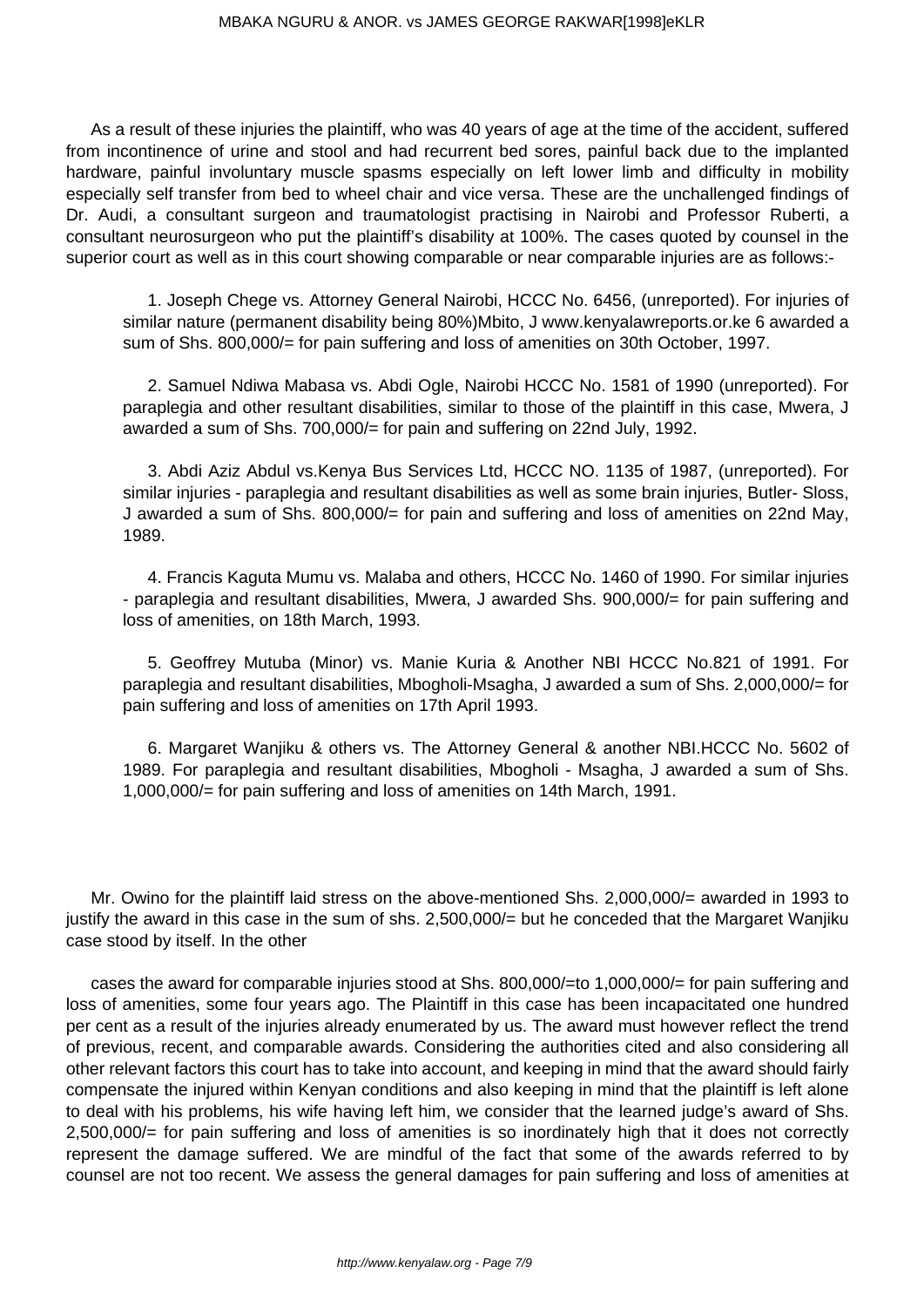As a result of these injuries the plaintiff, who was 40 years of age at the time of the accident, suffered from incontinence of urine and stool and had recurrent bed sores, painful back due to the implanted hardware, painful involuntary muscle spasms especially on left lower limb and difficulty in mobility especially self transfer from bed to wheel chair and vice versa. These are the unchallenged findings of Dr. Audi, a consultant surgeon and traumatologist practising in Nairobi and Professor Ruberti, a consultant neurosurgeon who put the plaintiff's disability at 100%. The cases quoted by counsel in the superior court as well as in this court showing comparable or near comparable injuries are as follows:-

1. Joseph Chege vs. Attorney General Nairobi, HCCC No. 6456, (unreported). For injuries of similar nature (permanent disability being 80%)Mbito, J www.kenyalawreports.or.ke 6 awarded a sum of Shs. 800,000/= for pain suffering and loss of amenities on 30th October, 1997.

2. Samuel Ndiwa Mabasa vs. Abdi Ogle, Nairobi HCCC No. 1581 of 1990 (unreported). For paraplegia and other resultant disabilities, similar to those of the plaintiff in this case, Mwera, J awarded a sum of Shs. 700,000/= for pain and suffering on 22nd July, 1992.

3. Abdi Aziz Abdul vs.Kenya Bus Services Ltd, HCCC NO. 1135 of 1987, (unreported). For similar injuries - paraplegia and resultant disabilities as well as some brain injuries, Butler- Sloss, J awarded a sum of Shs. 800,000/= for pain and suffering and loss of amenities on 22nd May, 1989.

4. Francis Kaguta Mumu vs. Malaba and others, HCCC No. 1460 of 1990. For similar injuries - paraplegia and resultant disabilities, Mwera, J awarded Shs. 900,000/= for pain suffering and loss of amenities, on 18th March, 1993.

5. Geoffrey Mutuba (Minor) vs. Manie Kuria & Another NBI HCCC No.821 of 1991. For paraplegia and resultant disabilities, Mbogholi-Msagha, J awarded a sum of Shs. 2,000,000/= for pain suffering and loss of amenities on 17th April 1993.

6. Margaret Wanjiku & others vs. The Attorney General & another NBI.HCCC No. 5602 of 1989. For paraplegia and resultant disabilities, Mbogholi - Msagha, J awarded a sum of Shs. 1,000,000/= for pain suffering and loss of amenities on 14th March, 1991.

Mr. Owino for the plaintiff laid stress on the above-mentioned Shs. 2,000,000/= awarded in 1993 to justify the award in this case in the sum of shs. 2,500,000/= but he conceded that the Margaret Wanjiku case stood by itself. In the other

cases the award for comparable injuries stood at Shs. 800,000/=to 1,000,000/= for pain suffering and loss of amenities, some four years ago. The Plaintiff in this case has been incapacitated one hundred per cent as a result of the injuries already enumerated by us. The award must however reflect the trend of previous, recent, and comparable awards. Considering the authorities cited and also considering all other relevant factors this court has to take into account, and keeping in mind that the award should fairly compensate the injured within Kenyan conditions and also keeping in mind that the plaintiff is left alone to deal with his problems, his wife having left him, we consider that the learned judge's award of Shs. 2,500,000/= for pain suffering and loss of amenities is so inordinately high that it does not correctly represent the damage suffered. We are mindful of the fact that some of the awards referred to by counsel are not too recent. We assess the general damages for pain suffering and loss of amenities at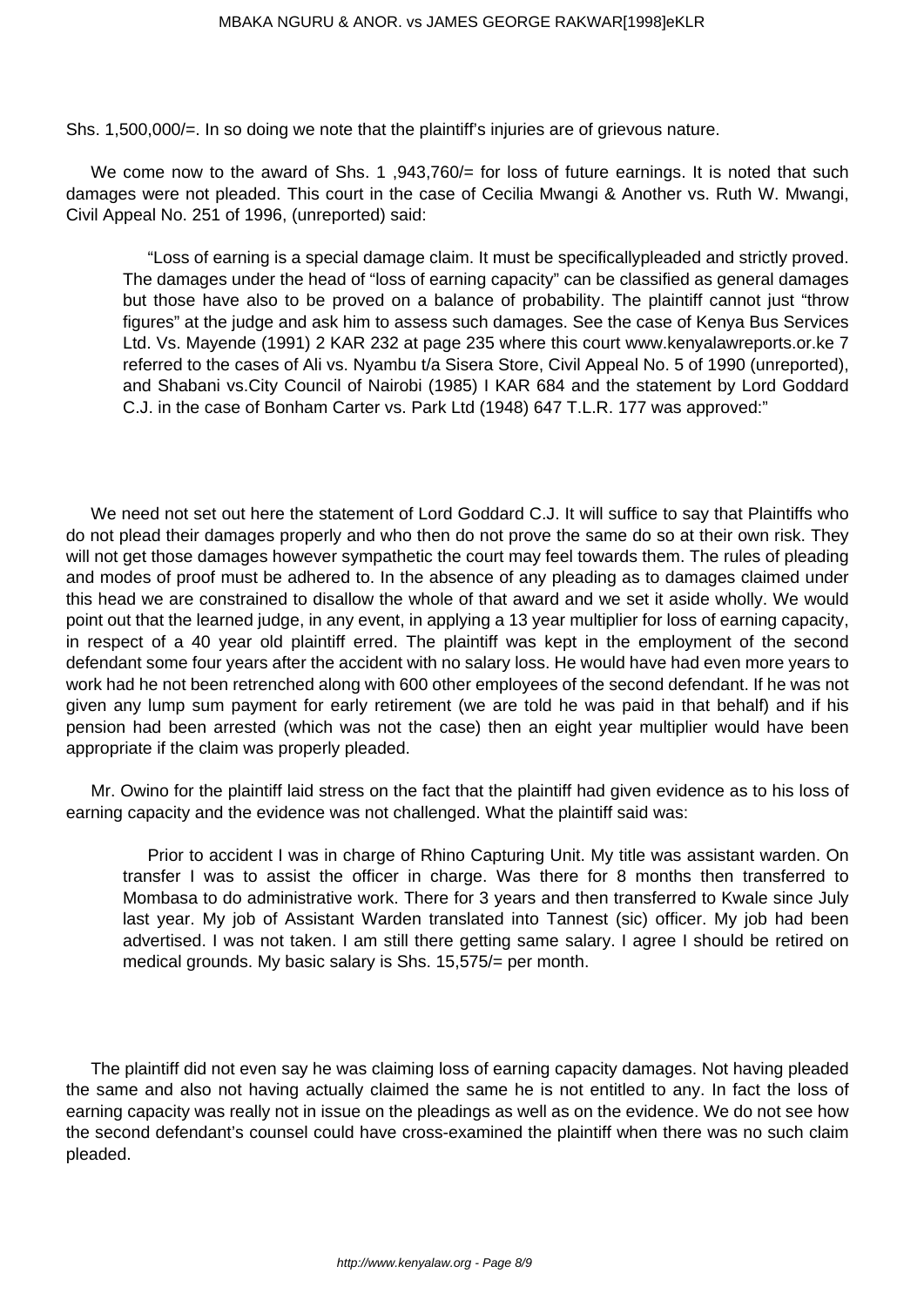Shs. 1,500,000/=. In so doing we note that the plaintiff's injuries are of grievous nature.

We come now to the award of Shs. 1 ,943,760/= for loss of future earnings. It is noted that such damages were not pleaded. This court in the case of Cecilia Mwangi & Another vs. Ruth W. Mwangi, Civil Appeal No. 251 of 1996, (unreported) said:

> "Loss of earning is a special damage claim. It must be specificallypleaded and strictly proved. The damages under the head of "loss of earning capacity" can be classified as general damages but those have also to be proved on a balance of probability. The plaintiff cannot just "throw figures" at the judge and ask him to assess such damages. See the case of Kenya Bus Services Ltd. Vs. Mayende (1991) 2 KAR 232 at page 235 where this court www.kenyalawreports.or.ke 7 referred to the cases of Ali vs. Nyambu t/a Sisera Store, Civil Appeal No. 5 of 1990 (unreported), and Shabani vs.City Council of Nairobi (1985) I KAR 684 and the statement by Lord Goddard C.J. in the case of Bonham Carter vs. Park Ltd (1948) 647 T.L.R. 177 was approved:"

We need not set out here the statement of Lord Goddard C.J. It will suffice to say that Plaintiffs who do not plead their damages properly and who then do not prove the same do so at their own risk. They will not get those damages however sympathetic the court may feel towards them. The rules of pleading and modes of proof must be adhered to. In the absence of any pleading as to damages claimed under this head we are constrained to disallow the whole of that award and we set it aside wholly. We would point out that the learned judge, in any event, in applying a 13 year multiplier for loss of earning capacity, in respect of a 40 year old plaintiff erred. The plaintiff was kept in the employment of the second defendant some four years after the accident with no salary loss. He would have had even more years to work had he not been retrenched along with 600 other employees of the second defendant. If he was not given any lump sum payment for early retirement (we are told he was paid in that behalf) and if his pension had been arrested (which was not the case) then an eight year multiplier would have been appropriate if the claim was properly pleaded.

Mr. Owino for the plaintiff laid stress on the fact that the plaintiff had given evidence as to his loss of earning capacity and the evidence was not challenged. What the plaintiff said was:

> Prior to accident I was in charge of Rhino Capturing Unit. My title was assistant warden. On transfer I was to assist the officer in charge. Was there for 8 months then transferred to Mombasa to do administrative work. There for 3 years and then transferred to Kwale since July last year. My job of Assistant Warden translated into Tannest (sic) officer. My job had been advertised. I was not taken. I am still there getting same salary. I agree I should be retired on medical grounds. My basic salary is Shs. 15,575/= per month.

The plaintiff did not even say he was claiming loss of earning capacity damages. Not having pleaded the same and also not having actually claimed the same he is not entitled to any. In fact the loss of earning capacity was really not in issue on the pleadings as well as on the evidence. We do not see how the second defendant's counsel could have cross-examined the plaintiff when there was no such claim pleaded.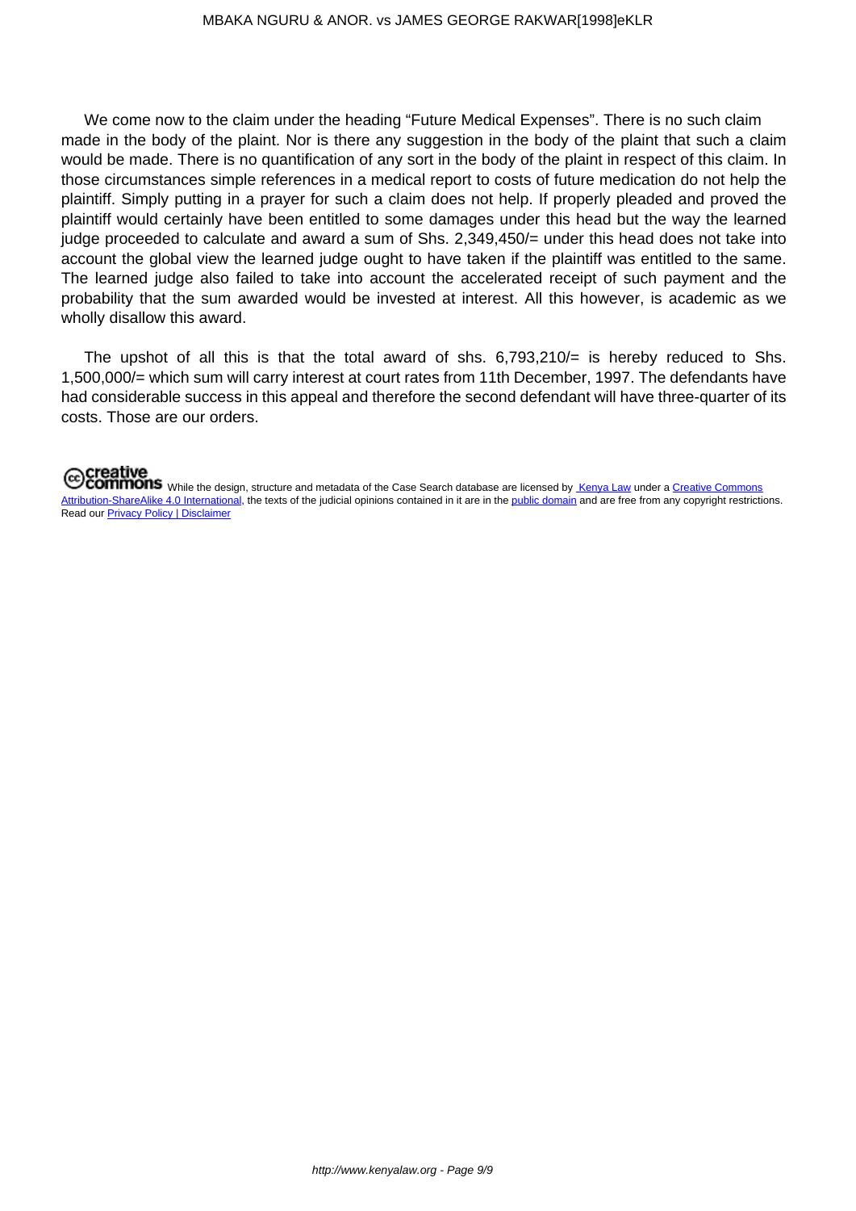We come now to the claim under the heading "Future Medical Expenses". There is no such claim made in the body of the plaint. Nor is there any suggestion in the body of the plaint that such a claim would be made. There is no quantification of any sort in the body of the plaint in respect of this claim. In those circumstances simple references in a medical report to costs of future medication do not help the plaintiff. Simply putting in a prayer for such a claim does not help. If properly pleaded and proved the plaintiff would certainly have been entitled to some damages under this head but the way the learned judge proceeded to calculate and award a sum of Shs. 2,349,450/= under this head does not take into account the global view the learned judge ought to have taken if the plaintiff was entitled to the same. The learned judge also failed to take into account the accelerated receipt of such payment and the probability that the sum awarded would be invested at interest. All this however, is academic as we wholly disallow this award.

The upshot of all this is that the total award of shs. 6,793,210/= is hereby reduced to Shs. 1,500,000/= which sum will carry interest at court rates from 11th December, 1997. The defendants have had considerable success in this appeal and therefore the second defendant will have three-quarter of its costs. Those are our orders.

While the design, structure and metadata of the Case Search database are licensed by Kenya Law under a Creative Commons Attribution-ShareAlike 4.0 International, the texts of the judicial opinions contained in it are in the public domain and are free from any copyright restrictions. Read our Privacy Policy | Disclaimer